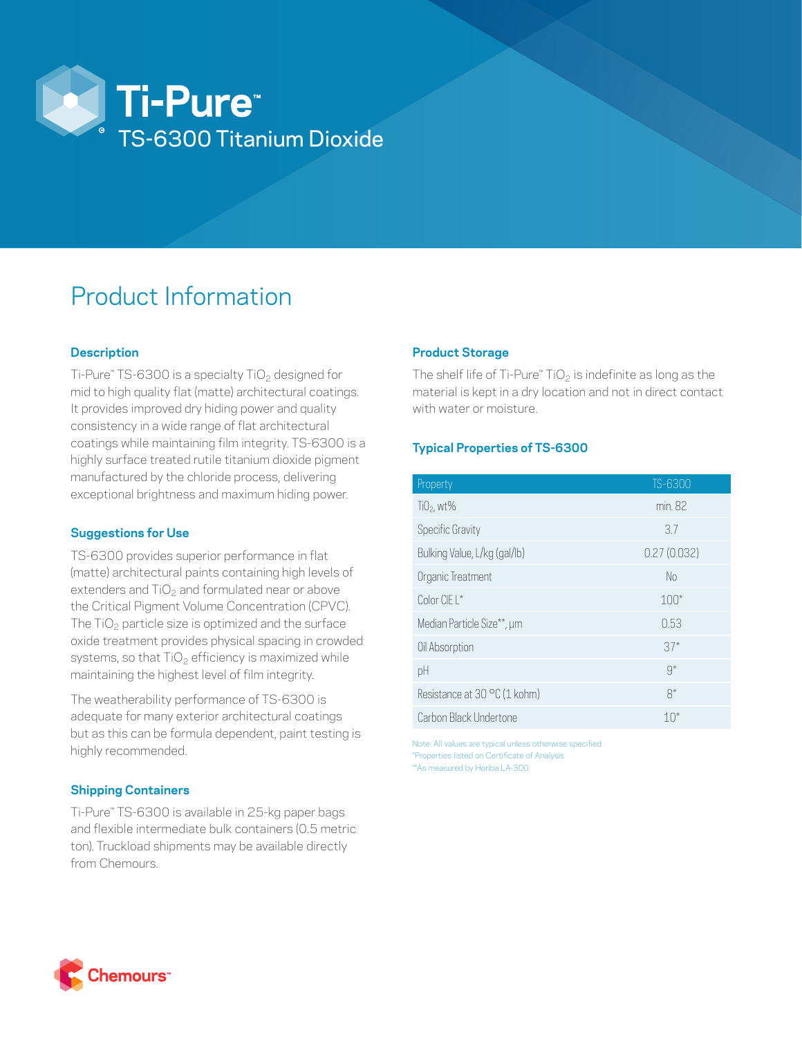# Ti-Pure™

## TS-6300 Titanium Dioxide

# Product Information

### Description

Ti-Pure™ TS-6300 is a specialty $TiO_2$ designed for mid to high quality flat (matte) architectural coatings. It provides improved dry hiding power and quality consistency in a wide range of flat architectural coatings while maintaining film integrity. TS-6300 is a highly surface treated rutile titanium dioxide pigment manufactured by the chloride process, delivering exceptional brightness and maximum hiding power.

### Suggestions for Use

TS-6300 provides superior performance in flat (matte) architectural paints containing high levels of extenders and $TiO_2$ and formulated near or above the Critical Pigment Volume Concentration (CPVC). The $TiO_2$ particle size is optimized and the surface oxide treatment provides physical spacing in crowded systems, so that $TiO_2$ efficiency is maximized while maintaining the highest level of film integrity.

The weatherability performance of TS-6300 is adequate for many exterior architectural coatings but as this can be formula dependent, paint testing is highly recommended.

### Shipping Containers

Ti-Pure™ TS-6300 is available in 25-kg paper bags and flexible intermediate bulk containers (0.5 metric ton). Truckload shipments may be available directly from Chemours.

### Product Storage

The shelf life of Ti-Pure™ $TiO_2$ is indefinite as long as the material is kept in a dry location and not in direct contact with water or moisture.

### Typical Properties of TS-6300

| Property | TS-6300 |
|---|---|
| $TiO_2$, wt% | min. 82 |
| Specific Gravity | 3.7 |
| Bulking Value, L/kg (gal/lb) | 0.27 (0.032) |
| Organic Treatment | No |
| Color CIE L* | 100* |
| Median Particle Size**, µm | 0.53 |
| Oil Absorption | 37* |
| pH | 9* |
| Resistance at 30 °C (1 kohm) | 8* |
| Carbon Black Undertone | 10* |

Note: All values are typical unless otherwise specified.
*Properties listed on Certificate of Analysis
**As measured by Horiba LA-300

Chemours™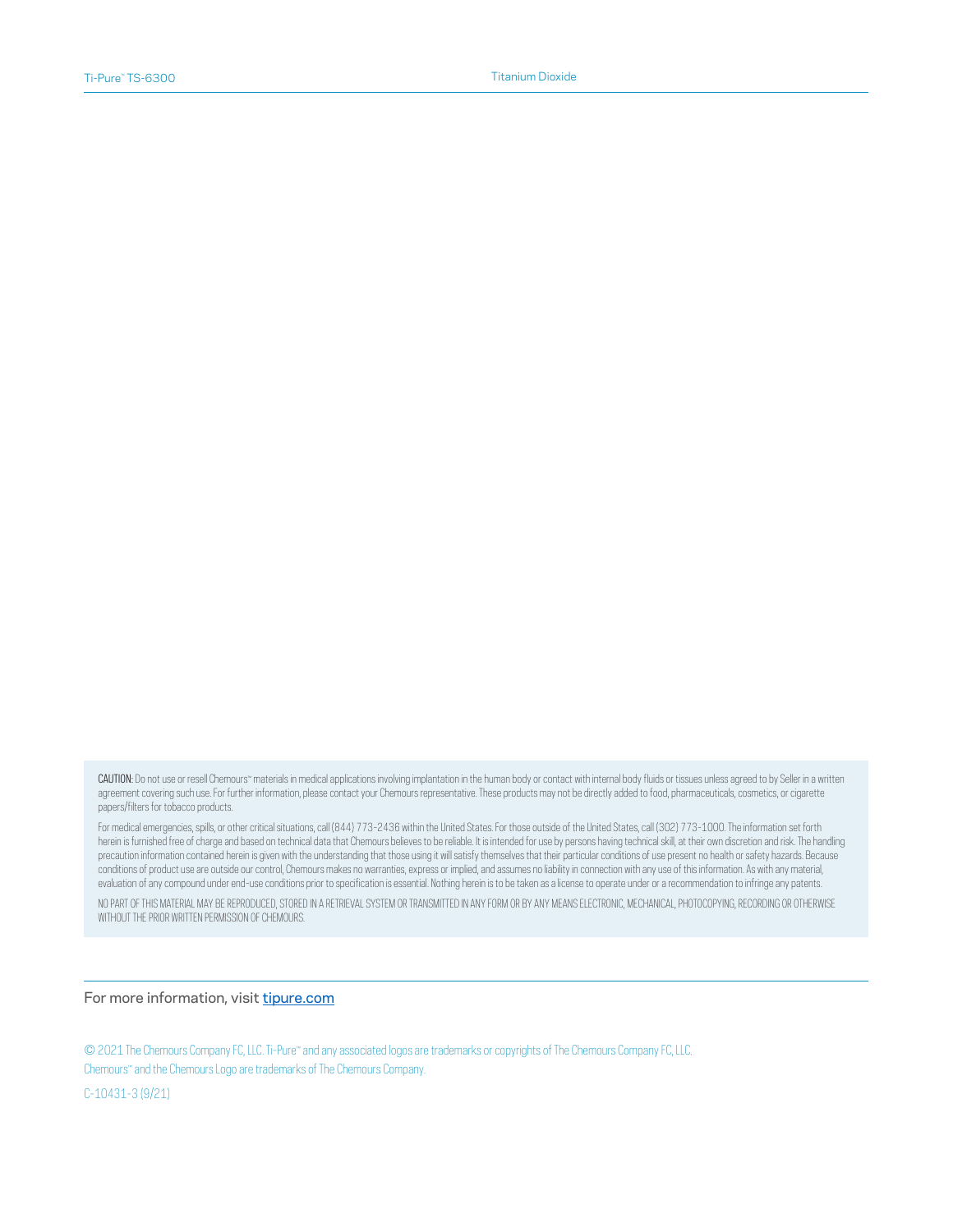**CAUTION:** Do not use or resell Chemours™ materials in medical applications involving implantation in the human body or contact with internal body fluids or tissues unless agreed to by Seller in a written agreement covering such use. For further information, please contact your Chemours representative. These products may not be directly added to food, pharmaceuticals, cosmetics, or cigarette papers/filters for tobacco products.

For medical emergencies, spills, or other critical situations, call (844) 773-2436 within the United States. For those outside of the United States, call (302) 773-1000. The information set forth herein is furnished free of charge and based on technical data that Chemours believes to be reliable. It is intended for use by persons having technical skill, at their own discretion and risk. The handling precaution information contained herein is given with the understanding that those using it will satisfy themselves that their particular conditions of use present no health or safety hazards. Because conditions of product use are outside our control, Chemours makes no warranties, express or implied, and assumes no liability in connection with any use of this information. As with any material, evaluation of any compound under end-use conditions prior to specification is essential. Nothing herein is to be taken as a license to operate under or a recommendation to infringe any patents.

NO PART OF THIS MATERIAL MAY BE REPRODUCED, STORED IN A RETRIEVAL SYSTEM OR TRANSMITTED IN ANY FORM OR BY ANY MEANS ELECTRONIC, MECHANICAL, PHOTOCOPYING, RECORDING OR OTHERWISE WITHOUT THE PRIOR WRITTEN PERMISSION OF CHEMOURS.

For more information, visit [tipure.com](https://tipure.com)

© 2021 The Chemours Company FC, LLC. Ti-Pure™ and any associated logos are trademarks or copyrights of The Chemours Company FC, LLC. Chemours™ and the Chemours Logo are trademarks of The Chemours Company.

C-10431-3 (9/21)